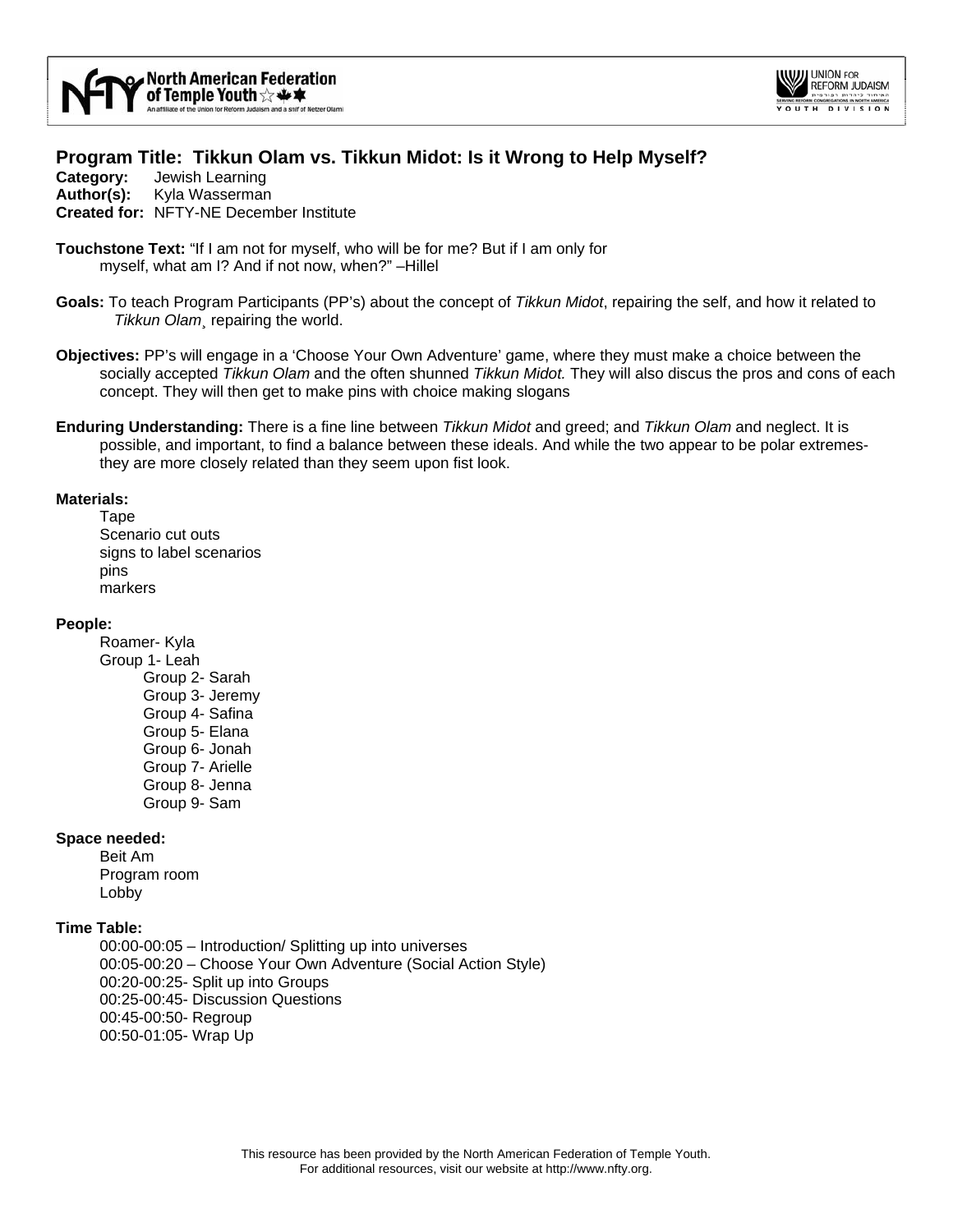## Program Title: Tikkun Olam vs. Tikkun Midot: Is it Wrong to Help Myself?

**Category:** Jewish Learning
**Author(s):** Kyla Wasserman
**Created for:** NFTY-NE December Institute

**Touchstone Text:** "If I am not for myself, who will be for me? But if I am only for myself, what am I? And if not now, when?" –Hillel

**Goals:** To teach Program Participants (PP's) about the concept of *Tikkun Midot*, repairing the self, and how it related to *Tikkun Olam*¸ repairing the world.

**Objectives:** PP's will engage in a 'Choose Your Own Adventure' game, where they must make a choice between the socially accepted *Tikkun Olam* and the often shunned *Tikkun Midot.* They will also discus the pros and cons of each concept. They will then get to make pins with choice making slogans

**Enduring Understanding:** There is a fine line between *Tikkun Midot* and greed; and *Tikkun Olam* and neglect. It is possible, and important, to find a balance between these ideals. And while the two appear to be polar extremes- they are more closely related than they seem upon fist look.

**Materials:**

- Tape
- Scenario cut outs
- signs to label scenarios
- pins
- markers

**People:**

- Roamer- Kyla
- Group 1- Leah
- Group 2- Sarah
- Group 3- Jeremy
- Group 4- Safina
- Group 5- Elana
- Group 6- Jonah
- Group 7- Arielle
- Group 8- Jenna
- Group 9- Sam

**Space needed:**

- Beit Am
- Program room
- Lobby

**Time Table:**

- 00:00-00:05 – Introduction/ Splitting up into universes
- 00:05-00:20 – Choose Your Own Adventure (Social Action Style)
- 00:20-00:25- Split up into Groups
- 00:25-00:45- Discussion Questions
- 00:45-00:50- Regroup
- 00:50-01:05- Wrap Up

This resource has been provided by the North American Federation of Temple Youth. For additional resources, visit our website at http://www.nfty.org.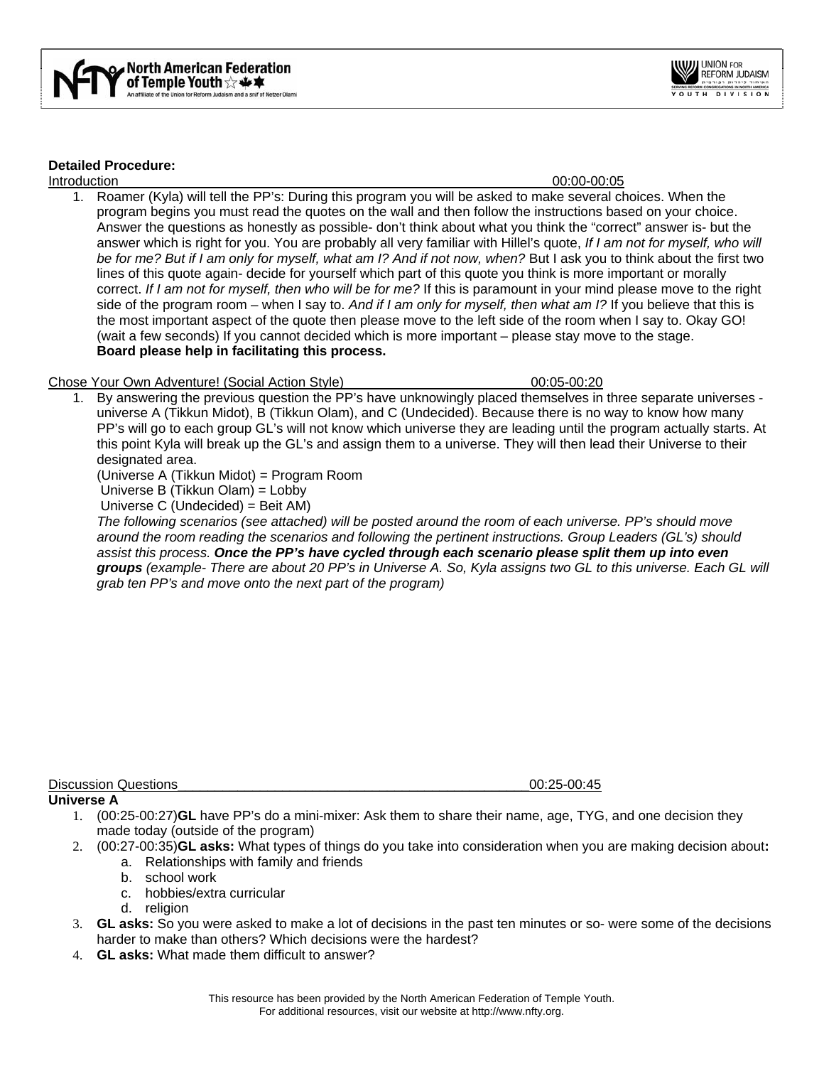**Detailed Procedure:**

Introduction 00:00-00:05

1. Roamer (Kyla) will tell the PP's: During this program you will be asked to make several choices. When the program begins you must read the quotes on the wall and then follow the instructions based on your choice. Answer the questions as honestly as possible- don't think about what you think the "correct" answer is- but the answer which is right for you. You are probably all very familiar with Hillel's quote, *If I am not for myself, who will be for me? But if I am only for myself, what am I? And if not now, when?* But I ask you to think about the first two lines of this quote again- decide for yourself which part of this quote you think is more important or morally correct. *If I am not for myself, then who will be for me?* If this is paramount in your mind please move to the right side of the program room – when I say to. *And if I am only for myself, then what am I?* If you believe that this is the most important aspect of the quote then please move to the left side of the room when I say to. Okay GO! (wait a few seconds) If you cannot decided which is more important – please stay move to the stage.
   **Board please help in facilitating this process.**

Chose Your Own Adventure! (Social Action Style) 00:05-00:20

1. By answering the previous question the PP's have unknowingly placed themselves in three separate universes - universe A (Tikkun Midot), B (Tikkun Olam), and C (Undecided). Because there is no way to know how many PP's will go to each group GL's will not know which universe they are leading until the program actually starts. At this point Kyla will break up the GL's and assign them to a universe. They will then lead their Universe to their designated area.
   (Universe A (Tikkun Midot) = Program Room
   Universe B (Tikkun Olam) = Lobby
   Universe C (Undecided) = Beit AM)
   *The following scenarios (see attached) will be posted around the room of each universe. PP's should move around the room reading the scenarios and following the pertinent instructions. Group Leaders (GL's) should assist this process.* ***Once the PP's have cycled through each scenario please split them up into even groups*** *(example- There are about 20 PP's in Universe A. So, Kyla assigns two GL to this universe. Each GL will grab ten PP's and move onto the next part of the program)*

Discussion Questions 00:25-00:45

**Universe A**

1. (00:25-00:27)**GL** have PP's do a mini-mixer: Ask them to share their name, age, TYG, and one decision they made today (outside of the program)
2. (00:27-00:35)**GL asks:** What types of things do you take into consideration when you are making decision about**:**
   a. Relationships with family and friends
   b. school work
   c. hobbies/extra curricular
   d. religion
3. **GL asks:** So you were asked to make a lot of decisions in the past ten minutes or so- were some of the decisions harder to make than others? Which decisions were the hardest?
4. **GL asks:** What made them difficult to answer?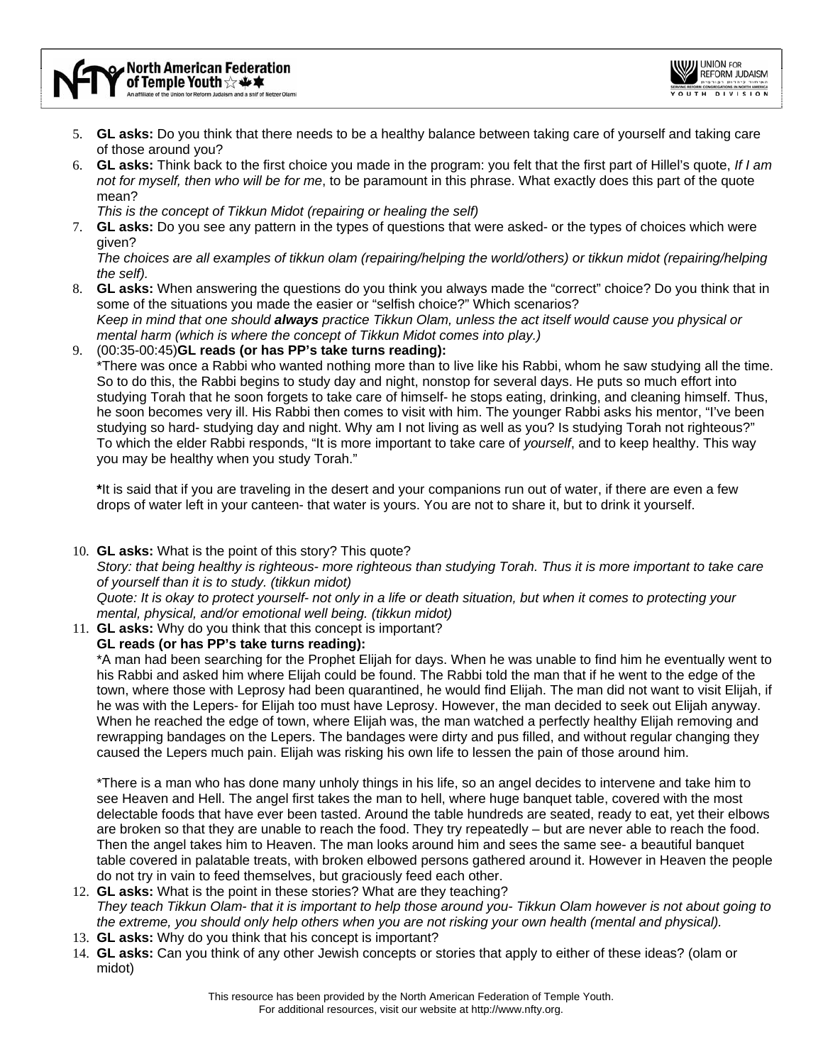5. **GL asks:** Do you think that there needs to be a healthy balance between taking care of yourself and taking care of those around you?
6. **GL asks:** Think back to the first choice you made in the program: you felt that the first part of Hillel's quote, *If I am not for myself, then who will be for me*, to be paramount in this phrase. What exactly does this part of the quote mean?
   *This is the concept of Tikkun Midot (repairing or healing the self)*
7. **GL asks:** Do you see any pattern in the types of questions that were asked- or the types of choices which were given?
   *The choices are all examples of tikkun olam (repairing/helping the world/others) or tikkun midot (repairing/helping the self).*
8. **GL asks:** When answering the questions do you think you always made the "correct" choice? Do you think that in some of the situations you made the easier or "selfish choice?" Which scenarios?
   *Keep in mind that one should **always** practice Tikkun Olam, unless the act itself would cause you physical or mental harm (which is where the concept of Tikkun Midot comes into play.)*
9. (00:35-00:45)**GL reads (or has PP's take turns reading):**
   *There was once a Rabbi who wanted nothing more than to live like his Rabbi, whom he saw studying all the time. So to do this, the Rabbi begins to study day and night, nonstop for several days. He puts so much effort into studying Torah that he soon forgets to take care of himself- he stops eating, drinking, and cleaning himself. Thus, he soon becomes very ill. His Rabbi then comes to visit with him. The younger Rabbi asks his mentor, "I've been studying so hard- studying day and night. Why am I not living as well as you? Is studying Torah not righteous?" To which the elder Rabbi responds, "It is more important to take care of *yourself*, and to keep healthy. This way you may be healthy when you study Torah."

   **\***It is said that if you are traveling in the desert and your companions run out of water, if there are even a few drops of water left in your canteen- that water is yours. You are not to share it, but to drink it yourself.

10. **GL asks:** What is the point of this story? This quote?
    *Story: that being healthy is righteous- more righteous than studying Torah. Thus it is more important to take care of yourself than it is to study. (tikkun midot)*
    *Quote: It is okay to protect yourself- not only in a life or death situation, but when it comes to protecting your mental, physical, and/or emotional well being. (tikkun midot)*
11. **GL asks:** Why do you think that this concept is important?
    **GL reads (or has PP's take turns reading):**
    *A man had been searching for the Prophet Elijah for days. When he was unable to find him he eventually went to his Rabbi and asked him where Elijah could be found. The Rabbi told the man that if he went to the edge of the town, where those with Leprosy had been quarantined, he would find Elijah. The man did not want to visit Elijah, if he was with the Lepers- for Elijah too must have Leprosy. However, the man decided to seek out Elijah anyway. When he reached the edge of town, where Elijah was, the man watched a perfectly healthy Elijah removing and rewrapping bandages on the Lepers. The bandages were dirty and pus filled, and without regular changing they caused the Lepers much pain. Elijah was risking his own life to lessen the pain of those around him.

    *There is a man who has done many unholy things in his life, so an angel decides to intervene and take him to see Heaven and Hell. The angel first takes the man to hell, where huge banquet table, covered with the most delectable foods that have ever been tasted. Around the table hundreds are seated, ready to eat, yet their elbows are broken so that they are unable to reach the food. They try repeatedly – but are never able to reach the food. Then the angel takes him to Heaven. The man looks around him and sees the same see- a beautiful banquet table covered in palatable treats, with broken elbowed persons gathered around it. However in Heaven the people do not try in vain to feed themselves, but graciously feed each other.
12. **GL asks:** What is the point in these stories? What are they teaching?
    *They teach Tikkun Olam- that it is important to help those around you- Tikkun Olam however is not about going to the extreme, you should only help others when you are not risking your own health (mental and physical).*
13. **GL asks:** Why do you think that his concept is important?
14. **GL asks:** Can you think of any other Jewish concepts or stories that apply to either of these ideas? (olam or midot)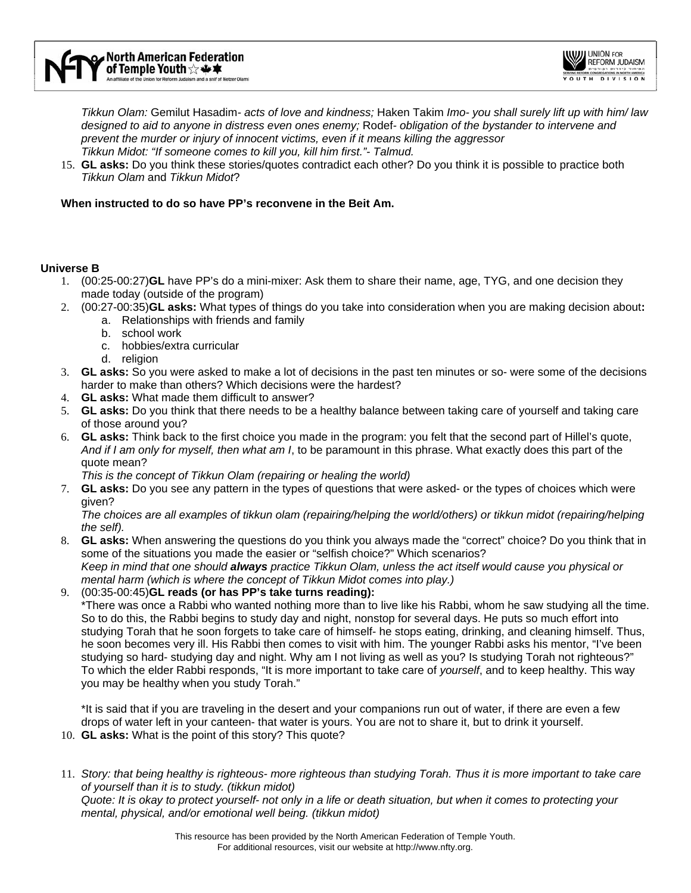*Tikkun Olam:* Gemilut Hasadim- *acts of love and kindness;* Haken Takim *Imo- you shall surely lift up with him/ law designed to aid to anyone in distress even ones enemy;* Rodef- *obligation of the bystander to intervene and prevent the murder or injury of innocent victims, even if it means killing the aggressor*
*Tikkun Midot: "If someone comes to kill you, kill him first."- Talmud.*

15. **GL asks:** Do you think these stories/quotes contradict each other? Do you think it is possible to practice both *Tikkun Olam* and *Tikkun Midot*?

**When instructed to do so have PP's reconvene in the Beit Am.**

**Universe B**

1. (00:25-00:27)**GL** have PP's do a mini-mixer: Ask them to share their name, age, TYG, and one decision they made today (outside of the program)
2. (00:27-00:35)**GL asks:** What types of things do you take into consideration when you are making decision about**:**
   a. Relationships with friends and family
   b. school work
   c. hobbies/extra curricular
   d. religion
3. **GL asks:** So you were asked to make a lot of decisions in the past ten minutes or so- were some of the decisions harder to make than others? Which decisions were the hardest?
4. **GL asks:** What made them difficult to answer?
5. **GL asks:** Do you think that there needs to be a healthy balance between taking care of yourself and taking care of those around you?
6. **GL asks:** Think back to the first choice you made in the program: you felt that the second part of Hillel's quote, *And if I am only for myself, then what am I*, to be paramount in this phrase. What exactly does this part of the quote mean?
   *This is the concept of Tikkun Olam (repairing or healing the world)*
7. **GL asks:** Do you see any pattern in the types of questions that were asked- or the types of choices which were given?
   *The choices are all examples of tikkun olam (repairing/helping the world/others) or tikkun midot (repairing/helping the self).*
8. **GL asks:** When answering the questions do you think you always made the "correct" choice? Do you think that in some of the situations you made the easier or "selfish choice?" Which scenarios?
   *Keep in mind that one should **always** practice Tikkun Olam, unless the act itself would cause you physical or mental harm (which is where the concept of Tikkun Midot comes into play.)*
9. (00:35-00:45)**GL reads (or has PP's take turns reading):**
   *There was once a Rabbi who wanted nothing more than to live like his Rabbi, whom he saw studying all the time. So to do this, the Rabbi begins to study day and night, nonstop for several days. He puts so much effort into studying Torah that he soon forgets to take care of himself- he stops eating, drinking, and cleaning himself. Thus, he soon becomes very ill. His Rabbi then comes to visit with him. The younger Rabbi asks his mentor, "I've been studying so hard- studying day and night. Why am I not living as well as you? Is studying Torah not righteous?" To which the elder Rabbi responds, "It is more important to take care of *yourself*, and to keep healthy. This way you may be healthy when you study Torah."

   *It is said that if you are traveling in the desert and your companions run out of water, if there are even a few drops of water left in your canteen- that water is yours. You are not to share it, but to drink it yourself.
10. **GL asks:** What is the point of this story? This quote?
11. *Story: that being healthy is righteous- more righteous than studying Torah. Thus it is more important to take care of yourself than it is to study. (tikkun midot)*
    *Quote: It is okay to protect yourself- not only in a life or death situation, but when it comes to protecting your mental, physical, and/or emotional well being. (tikkun midot)*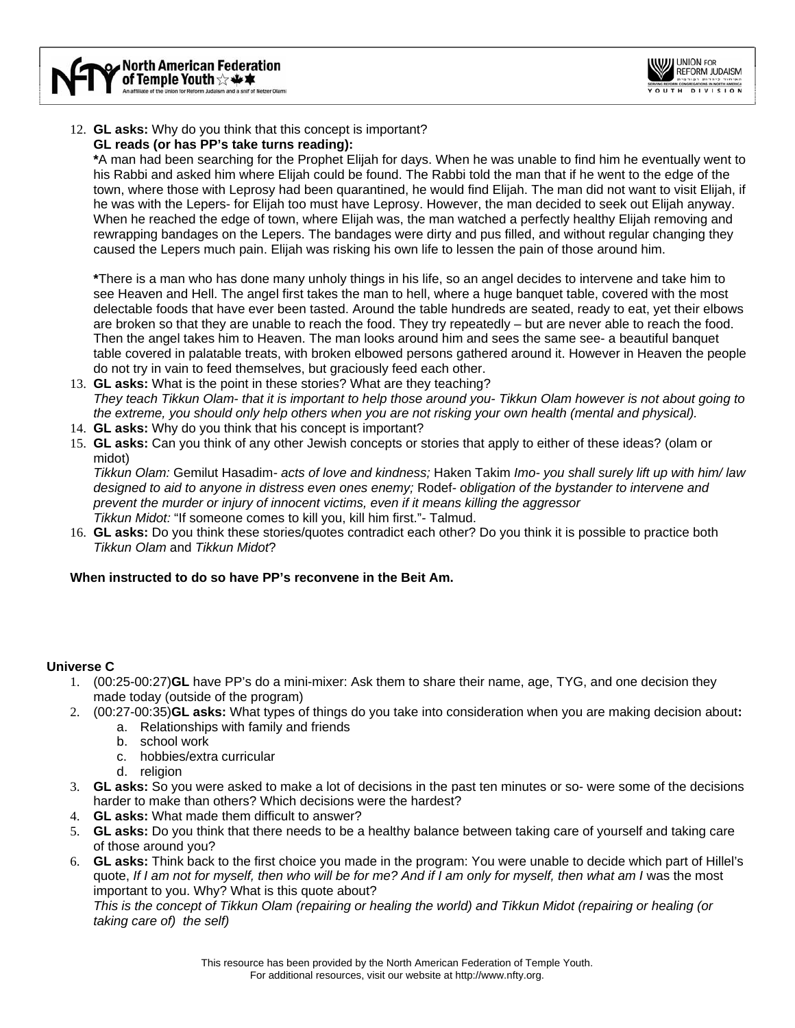12. **GL asks:** Why do you think that this concept is important?

    **GL reads (or has PP's take turns reading):**

    **\***A man had been searching for the Prophet Elijah for days. When he was unable to find him he eventually went to his Rabbi and asked him where Elijah could be found. The Rabbi told the man that if he went to the edge of the town, where those with Leprosy had been quarantined, he would find Elijah. The man did not want to visit Elijah, if he was with the Lepers- for Elijah too must have Leprosy. However, the man decided to seek out Elijah anyway. When he reached the edge of town, where Elijah was, the man watched a perfectly healthy Elijah removing and rewrapping bandages on the Lepers. The bandages were dirty and pus filled, and without regular changing they caused the Lepers much pain. Elijah was risking his own life to lessen the pain of those around him.

    **\***There is a man who has done many unholy things in his life, so an angel decides to intervene and take him to see Heaven and Hell. The angel first takes the man to hell, where a huge banquet table, covered with the most delectable foods that have ever been tasted. Around the table hundreds are seated, ready to eat, yet their elbows are broken so that they are unable to reach the food. They try repeatedly – but are never able to reach the food. Then the angel takes him to Heaven. The man looks around him and sees the same see- a beautiful banquet table covered in palatable treats, with broken elbowed persons gathered around it. However in Heaven the people do not try in vain to feed themselves, but graciously feed each other.

13. **GL asks:** What is the point in these stories? What are they teaching?

    *They teach Tikkun Olam- that it is important to help those around you- Tikkun Olam however is not about going to the extreme, you should only help others when you are not risking your own health (mental and physical).*

14. **GL asks:** Why do you think that his concept is important?
15. **GL asks:** Can you think of any other Jewish concepts or stories that apply to either of these ideas? (olam or midot)

    *Tikkun Olam:* Gemilut Hasadim- *acts of love and kindness;* Haken Takim *Imo- you shall surely lift up with him/ law designed to aid to anyone in distress even ones enemy;* Rodef- *obligation of the bystander to intervene and prevent the murder or injury of innocent victims, even if it means killing the aggressor*

    *Tikkun Midot:* "If someone comes to kill you, kill him first."- Talmud.

16. **GL asks:** Do you think these stories/quotes contradict each other? Do you think it is possible to practice both *Tikkun Olam* and *Tikkun Midot*?

**When instructed to do so have PP's reconvene in the Beit Am.**

**Universe C**

1. (00:25-00:27)**GL** have PP's do a mini-mixer: Ask them to share their name, age, TYG, and one decision they made today (outside of the program)
2. (00:27-00:35)**GL asks:** What types of things do you take into consideration when you are making decision about**:**
   a. Relationships with family and friends
   b. school work
   c. hobbies/extra curricular
   d. religion
3. **GL asks:** So you were asked to make a lot of decisions in the past ten minutes or so- were some of the decisions harder to make than others? Which decisions were the hardest?
4. **GL asks:** What made them difficult to answer?
5. **GL asks:** Do you think that there needs to be a healthy balance between taking care of yourself and taking care of those around you?
6. **GL asks:** Think back to the first choice you made in the program: You were unable to decide which part of Hillel's quote, *If I am not for myself, then who will be for me? And if I am only for myself, then what am I* was the most important to you. Why? What is this quote about?

   *This is the concept of Tikkun Olam (repairing or healing the world) and Tikkun Midot (repairing or healing (or taking care of) the self)*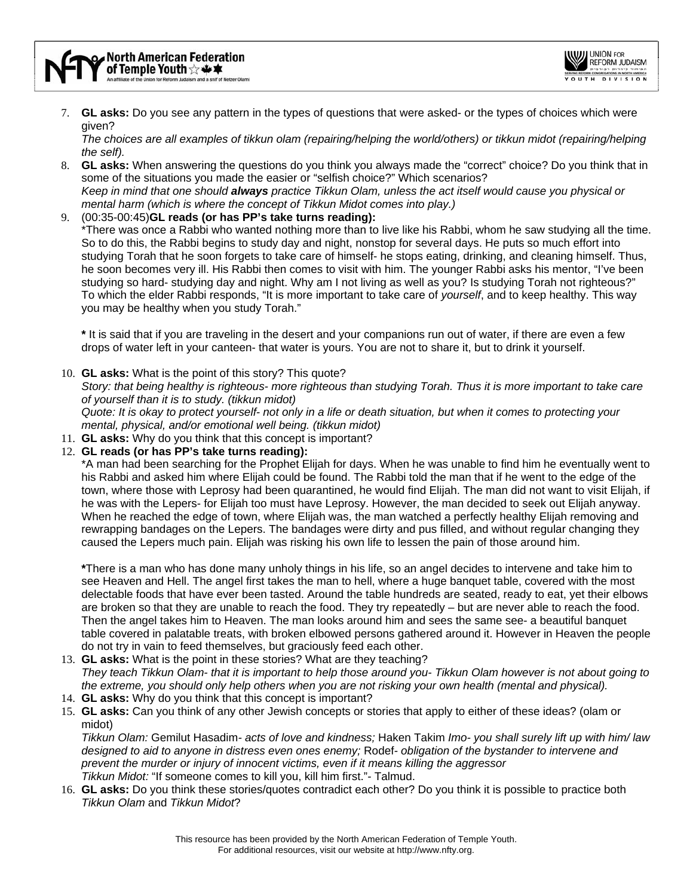7. **GL asks:** Do you see any pattern in the types of questions that were asked- or the types of choices which were given?
   *The choices are all examples of tikkun olam (repairing/helping the world/others) or tikkun midot (repairing/helping the self).*
8. **GL asks:** When answering the questions do you think you always made the "correct" choice? Do you think that in some of the situations you made the easier or "selfish choice?" Which scenarios?
   *Keep in mind that one should **always** practice Tikkun Olam, unless the act itself would cause you physical or mental harm (which is where the concept of Tikkun Midot comes into play.)*
9. (00:35-00:45)**GL reads (or has PP's take turns reading):**
   *There was once a Rabbi who wanted nothing more than to live like his Rabbi, whom he saw studying all the time. So to do this, the Rabbi begins to study day and night, nonstop for several days. He puts so much effort into studying Torah that he soon forgets to take care of himself- he stops eating, drinking, and cleaning himself. Thus, he soon becomes very ill. His Rabbi then comes to visit with him. The younger Rabbi asks his mentor, "I've been studying so hard- studying day and night. Why am I not living as well as you? Is studying Torah not righteous?" To which the elder Rabbi responds, "It is more important to take care of *yourself*, and to keep healthy. This way you may be healthy when you study Torah."

   **\*** It is said that if you are traveling in the desert and your companions run out of water, if there are even a few drops of water left in your canteen- that water is yours. You are not to share it, but to drink it yourself.

10. **GL asks:** What is the point of this story? This quote?
    *Story: that being healthy is righteous- more righteous than studying Torah. Thus it is more important to take care of yourself than it is to study. (tikkun midot)*
    *Quote: It is okay to protect yourself- not only in a life or death situation, but when it comes to protecting your mental, physical, and/or emotional well being. (tikkun midot)*
11. **GL asks:** Why do you think that this concept is important?
12. **GL reads (or has PP's take turns reading):**
    *A man had been searching for the Prophet Elijah for days. When he was unable to find him he eventually went to his Rabbi and asked him where Elijah could be found. The Rabbi told the man that if he went to the edge of the town, where those with Leprosy had been quarantined, he would find Elijah. The man did not want to visit Elijah, if he was with the Lepers- for Elijah too must have Leprosy. However, the man decided to seek out Elijah anyway. When he reached the edge of town, where Elijah was, the man watched a perfectly healthy Elijah removing and rewrapping bandages on the Lepers. The bandages were dirty and pus filled, and without regular changing they caused the Lepers much pain. Elijah was risking his own life to lessen the pain of those around him.

    **\***There is a man who has done many unholy things in his life, so an angel decides to intervene and take him to see Heaven and Hell. The angel first takes the man to hell, where a huge banquet table, covered with the most delectable foods that have ever been tasted. Around the table hundreds are seated, ready to eat, yet their elbows are broken so that they are unable to reach the food. They try repeatedly – but are never able to reach the food. Then the angel takes him to Heaven. The man looks around him and sees the same see- a beautiful banquet table covered in palatable treats, with broken elbowed persons gathered around it. However in Heaven the people do not try in vain to feed themselves, but graciously feed each other.
13. **GL asks:** What is the point in these stories? What are they teaching?
    *They teach Tikkun Olam- that it is important to help those around you- Tikkun Olam however is not about going to the extreme, you should only help others when you are not risking your own health (mental and physical).*
14. **GL asks:** Why do you think that this concept is important?
15. **GL asks:** Can you think of any other Jewish concepts or stories that apply to either of these ideas? (olam or midot)
    *Tikkun Olam:* Gemilut Hasadim- *acts of love and kindness;* Haken Takim *Imo- you shall surely lift up with him/ law designed to aid to anyone in distress even ones enemy;* Rodef- *obligation of the bystander to intervene and prevent the murder or injury of innocent victims, even if it means killing the aggressor*
    *Tikkun Midot:* "If someone comes to kill you, kill him first."- Talmud.
16. **GL asks:** Do you think these stories/quotes contradict each other? Do you think it is possible to practice both *Tikkun Olam* and *Tikkun Midot*?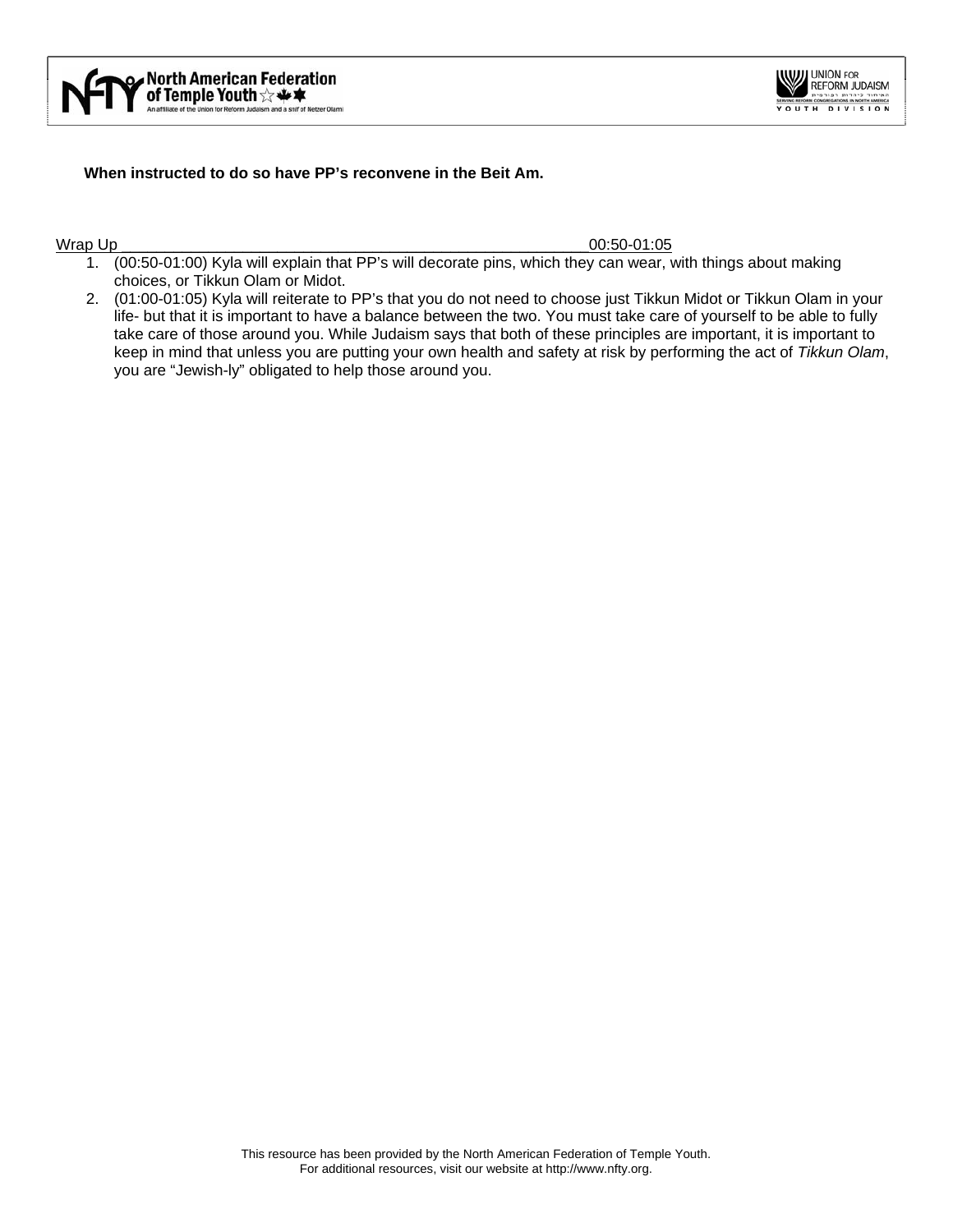**When instructed to do so have PP's reconvene in the Beit Am.**

Wrap Up 00:50-01:05

1. (00:50-01:00) Kyla will explain that PP's will decorate pins, which they can wear, with things about making choices, or Tikkun Olam or Midot.
2. (01:00-01:05) Kyla will reiterate to PP's that you do not need to choose just Tikkun Midot or Tikkun Olam in your life- but that it is important to have a balance between the two. You must take care of yourself to be able to fully take care of those around you. While Judaism says that both of these principles are important, it is important to keep in mind that unless you are putting your own health and safety at risk by performing the act of *Tikkun Olam*, you are "Jewish-ly" obligated to help those around you.